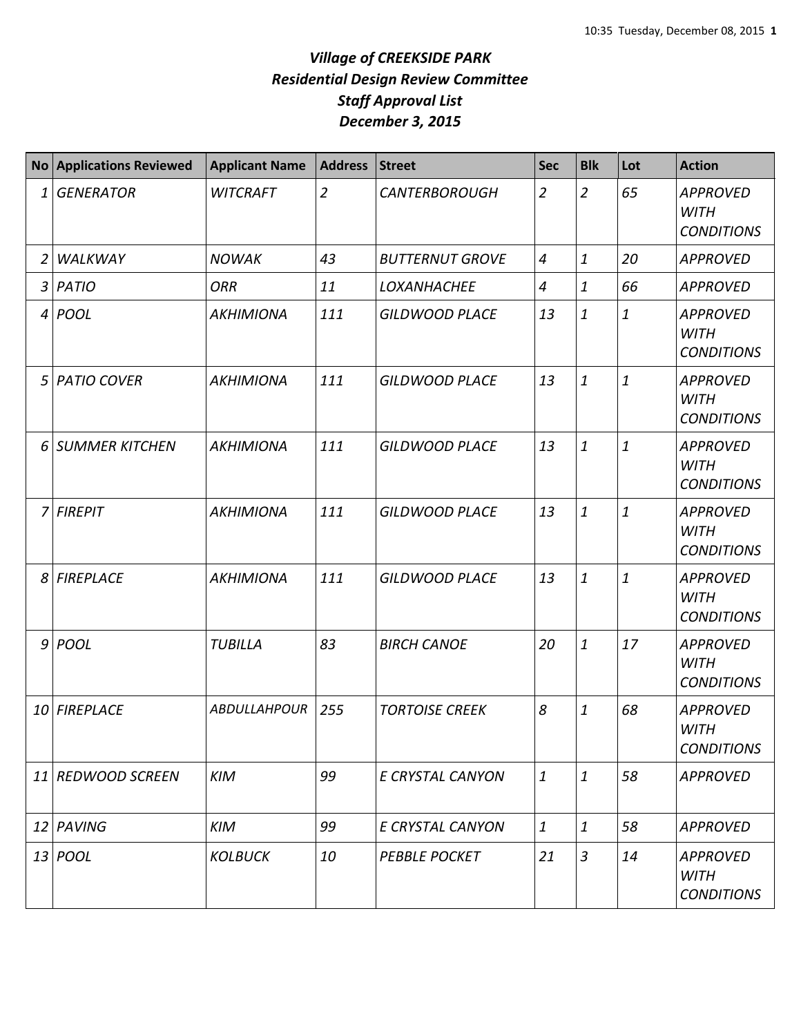# *Village of CREEKSIDE PARK*
## *Residential Design Review Committee*
## *Staff Approval List*
## *December 3, 2015*

| No | Applications Reviewed | Applicant Name | Address | Street | Sec | Blk | Lot | Action |
|---|---|---|---|---|---|---|---|---|
| 1 | *GENERATOR* | *WITCRAFT* | *2* | *CANTERBOROUGH* | *2* | *2* | *65* | *APPROVED WITH CONDITIONS* |
| 2 | *WALKWAY* | *NOWAK* | *43* | *BUTTERNUT GROVE* | *4* | *1* | *20* | *APPROVED* |
| 3 | *PATIO* | *ORR* | *11* | *LOXANHACHEE* | *4* | *1* | *66* | *APPROVED* |
| 4 | *POOL* | *AKHIMIONA* | *111* | *GILDWOOD PLACE* | *13* | *1* | *1* | *APPROVED WITH CONDITIONS* |
| 5 | *PATIO COVER* | *AKHIMIONA* | *111* | *GILDWOOD PLACE* | *13* | *1* | *1* | *APPROVED WITH CONDITIONS* |
| 6 | *SUMMER KITCHEN* | *AKHIMIONA* | *111* | *GILDWOOD PLACE* | *13* | *1* | *1* | *APPROVED WITH CONDITIONS* |
| 7 | *FIREPIT* | *AKHIMIONA* | *111* | *GILDWOOD PLACE* | *13* | *1* | *1* | *APPROVED WITH CONDITIONS* |
| 8 | *FIREPLACE* | *AKHIMIONA* | *111* | *GILDWOOD PLACE* | *13* | *1* | *1* | *APPROVED WITH CONDITIONS* |
| 9 | *POOL* | *TUBILLA* | *83* | *BIRCH CANOE* | *20* | *1* | *17* | *APPROVED WITH CONDITIONS* |
| 10 | *FIREPLACE* | *ABDULLAHPOUR* | *255* | *TORTOISE CREEK* | *8* | *1* | *68* | *APPROVED WITH CONDITIONS* |
| 11 | *REDWOOD SCREEN* | *KIM* | *99* | *E CRYSTAL CANYON* | *1* | *1* | *58* | *APPROVED* |
| 12 | *PAVING* | *KIM* | *99* | *E CRYSTAL CANYON* | *1* | *1* | *58* | *APPROVED* |
| 13 | *POOL* | *KOLBUCK* | *10* | *PEBBLE POCKET* | *21* | *3* | *14* | *APPROVED WITH CONDITIONS* |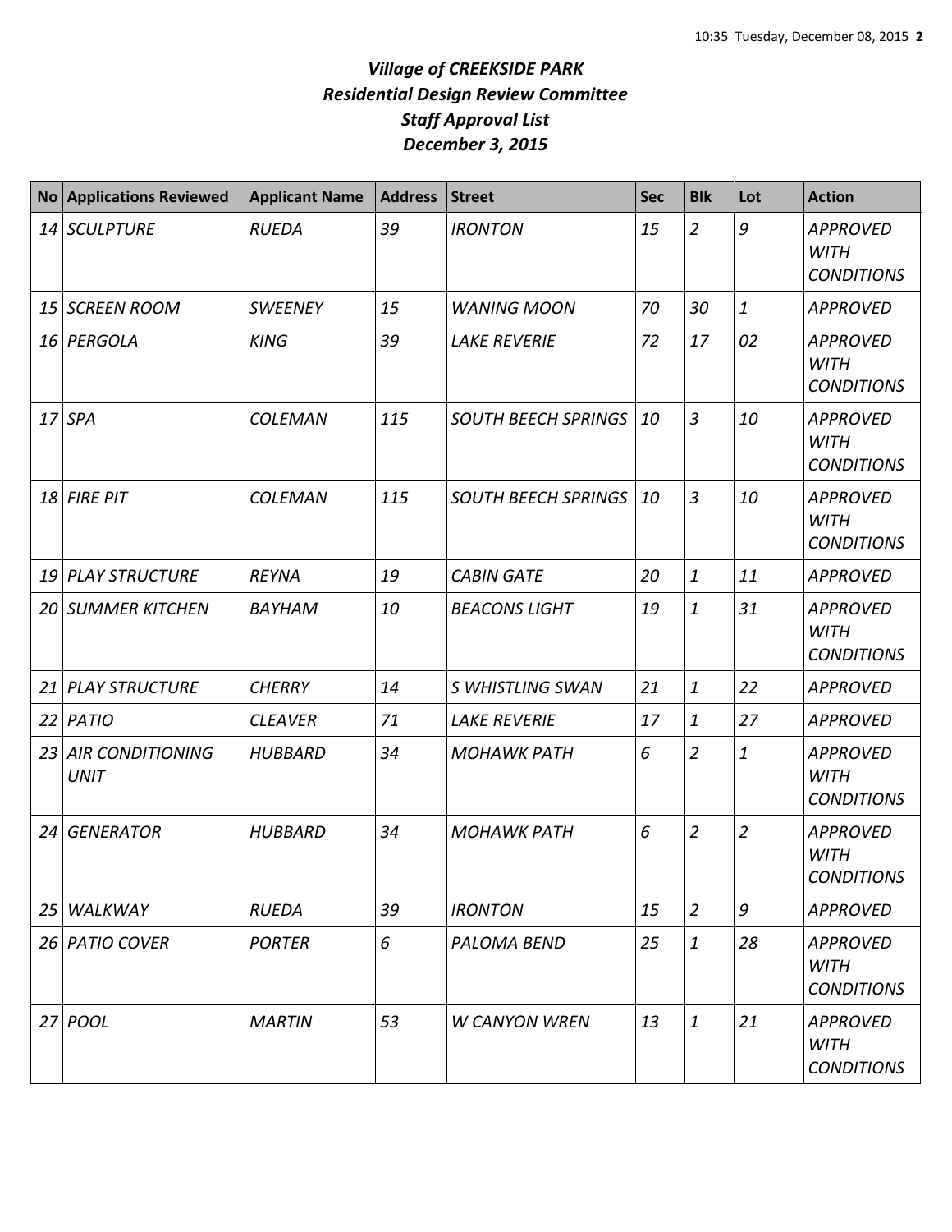# *Village of CREEKSIDE PARK*
## *Residential Design Review Committee*
## *Staff Approval List*
## *December 3, 2015*

| No | Applications Reviewed | Applicant Name | Address | Street | Sec | Blk | Lot | Action |
|---|---|---|---|---|---|---|---|---|
| *14* | *SCULPTURE* | *RUEDA* | *39* | *IRONTON* | *15* | *2* | *9* | *APPROVED WITH CONDITIONS* |
| *15* | *SCREEN ROOM* | *SWEENEY* | *15* | *WANING MOON* | *70* | *30* | *1* | *APPROVED* |
| *16* | *PERGOLA* | *KING* | *39* | *LAKE REVERIE* | *72* | *17* | *02* | *APPROVED WITH CONDITIONS* |
| *17* | *SPA* | *COLEMAN* | *115* | *SOUTH BEECH SPRINGS* | *10* | *3* | *10* | *APPROVED WITH CONDITIONS* |
| *18* | *FIRE PIT* | *COLEMAN* | *115* | *SOUTH BEECH SPRINGS* | *10* | *3* | *10* | *APPROVED WITH CONDITIONS* |
| *19* | *PLAY STRUCTURE* | *REYNA* | *19* | *CABIN GATE* | *20* | *1* | *11* | *APPROVED* |
| *20* | *SUMMER KITCHEN* | *BAYHAM* | *10* | *BEACONS LIGHT* | *19* | *1* | *31* | *APPROVED WITH CONDITIONS* |
| *21* | *PLAY STRUCTURE* | *CHERRY* | *14* | *S WHISTLING SWAN* | *21* | *1* | *22* | *APPROVED* |
| *22* | *PATIO* | *CLEAVER* | *71* | *LAKE REVERIE* | *17* | *1* | *27* | *APPROVED* |
| *23* | *AIR CONDITIONING UNIT* | *HUBBARD* | *34* | *MOHAWK PATH* | *6* | *2* | *1* | *APPROVED WITH CONDITIONS* |
| *24* | *GENERATOR* | *HUBBARD* | *34* | *MOHAWK PATH* | *6* | *2* | *2* | *APPROVED WITH CONDITIONS* |
| *25* | *WALKWAY* | *RUEDA* | *39* | *IRONTON* | *15* | *2* | *9* | *APPROVED* |
| *26* | *PATIO COVER* | *PORTER* | *6* | *PALOMA BEND* | *25* | *1* | *28* | *APPROVED WITH CONDITIONS* |
| *27* | *POOL* | *MARTIN* | *53* | *W CANYON WREN* | *13* | *1* | *21* | *APPROVED WITH CONDITIONS* |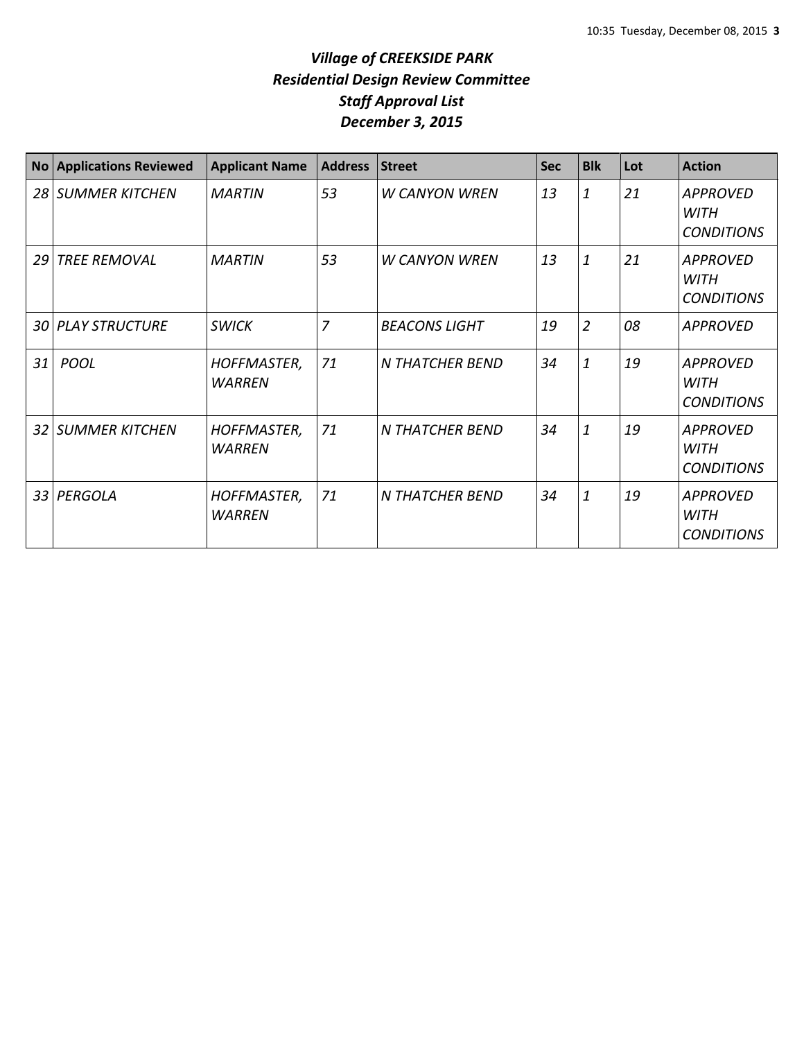# *Village of CREEKSIDE PARK*
## *Residential Design Review Committee*
## *Staff Approval List*
## *December 3, 2015*

| No | Applications Reviewed | Applicant Name | Address | Street | Sec | Blk | Lot | Action |
|---|---|---|---|---|---|---|---|---|
| *28* | *SUMMER KITCHEN* | *MARTIN* | *53* | *W CANYON WREN* | *13* | *1* | *21* | *APPROVED WITH CONDITIONS* |
| *29* | *TREE REMOVAL* | *MARTIN* | *53* | *W CANYON WREN* | *13* | *1* | *21* | *APPROVED WITH CONDITIONS* |
| *30* | *PLAY STRUCTURE* | *SWICK* | *7* | *BEACONS LIGHT* | *19* | *2* | *08* | *APPROVED* |
| *31* | *POOL* | *HOFFMASTER, WARREN* | *71* | *N THATCHER BEND* | *34* | *1* | *19* | *APPROVED WITH CONDITIONS* |
| *32* | *SUMMER KITCHEN* | *HOFFMASTER, WARREN* | *71* | *N THATCHER BEND* | *34* | *1* | *19* | *APPROVED WITH CONDITIONS* |
| *33* | *PERGOLA* | *HOFFMASTER, WARREN* | *71* | *N THATCHER BEND* | *34* | *1* | *19* | *APPROVED WITH CONDITIONS* |